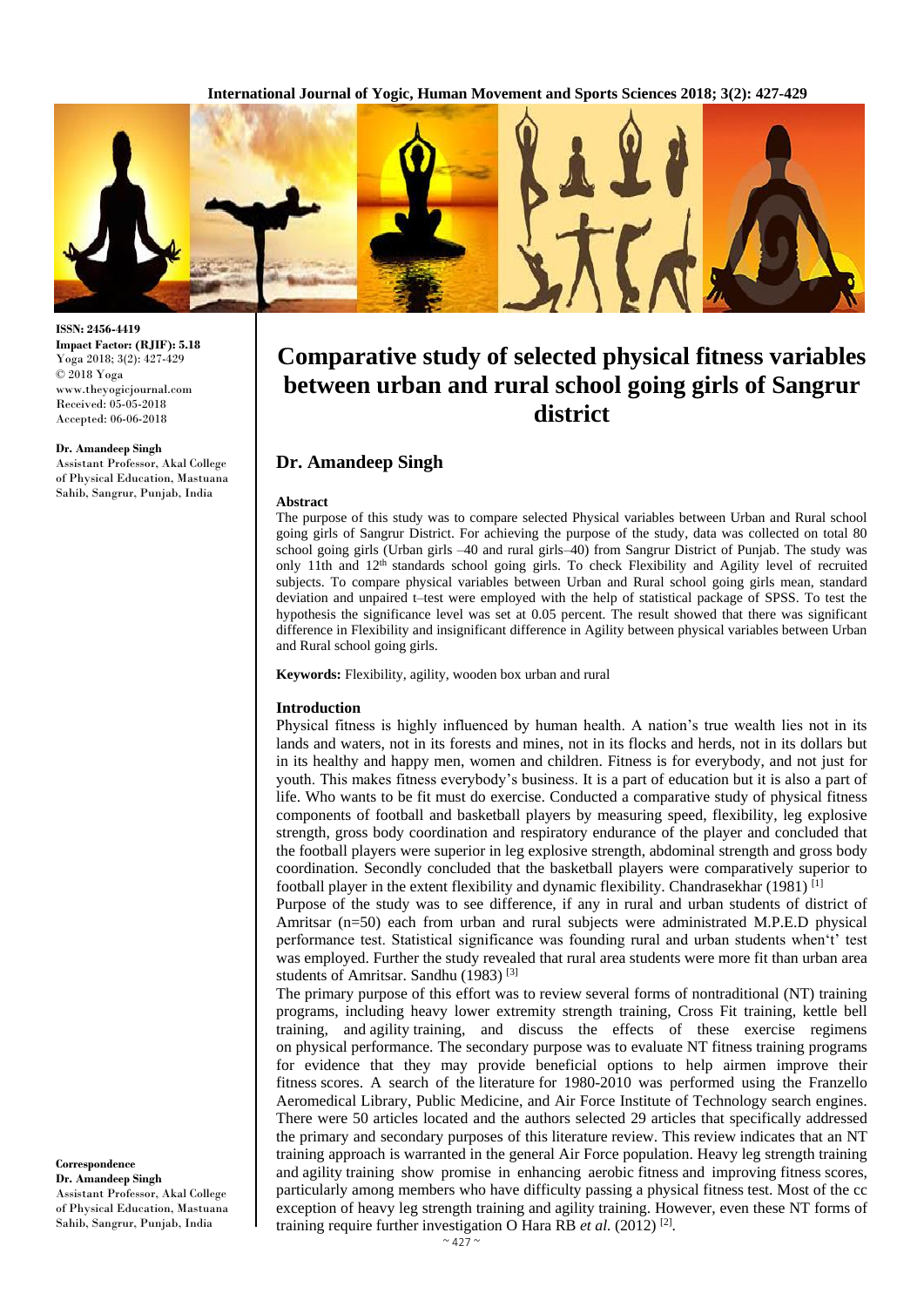ISSN: 2456-4419
Impact Factor: (RJIF): 5.18
Yoga 2018; 3(2): 427-429
© 2018 Yoga
www.theyogicjournal.com
Received: 05-05-2018
Accepted: 06-06-2018

**Dr. Amandeep Singh**
Assistant Professor, Akal College of Physical Education, Mastuana Sahib, Sangrur, Punjab, India

**Correspondence**
**Dr. Amandeep Singh**
Assistant Professor, Akal College of Physical Education, Mastuana Sahib, Sangrur, Punjab, India

# Comparative study of selected physical fitness variables between urban and rural school going girls of Sangrur district

## Dr. Amandeep Singh

### Abstract

The purpose of this study was to compare selected Physical variables between Urban and Rural school going girls of Sangrur District. For achieving the purpose of the study, data was collected on total 80 school going girls (Urban girls –40 and rural girls–40) from Sangrur District of Punjab. The study was only 11th and 12th standards school going girls. To check Flexibility and Agility level of recruited subjects. To compare physical variables between Urban and Rural school going girls mean, standard deviation and unpaired t–test were employed with the help of statistical package of SPSS. To test the hypothesis the significance level was set at 0.05 percent. The result showed that there was significant difference in Flexibility and insignificant difference in Agility between physical variables between Urban and Rural school going girls.

**Keywords:** Flexibility, agility, wooden box urban and rural

### Introduction

Physical fitness is highly influenced by human health. A nation's true wealth lies not in its lands and waters, not in its forests and mines, not in its flocks and herds, not in its dollars but in its healthy and happy men, women and children. Fitness is for everybody, and not just for youth. This makes fitness everybody's business. It is a part of education but it is also a part of life. Who wants to be fit must do exercise. Conducted a comparative study of physical fitness components of football and basketball players by measuring speed, flexibility, leg explosive strength, gross body coordination and respiratory endurance of the player and concluded that the football players were superior in leg explosive strength, abdominal strength and gross body coordination. Secondly concluded that the basketball players were comparatively superior to football player in the extent flexibility and dynamic flexibility. Chandrasekhar (1981) [1]

Purpose of the study was to see difference, if any in rural and urban students of district of Amritsar (n=50) each from urban and rural subjects were administrated M.P.E.D physical performance test. Statistical significance was founding rural and urban students when't' test was employed. Further the study revealed that rural area students were more fit than urban area students of Amritsar. Sandhu (1983) [3]

The primary purpose of this effort was to review several forms of nontraditional (NT) training programs, including heavy lower extremity strength training, Cross Fit training, kettle bell training, and agility training, and discuss the effects of these exercise regimens on physical performance. The secondary purpose was to evaluate NT fitness training programs for evidence that they may provide beneficial options to help airmen improve their fitness scores. A search of the literature for 1980-2010 was performed using the Franzello Aeromedical Library, Public Medicine, and Air Force Institute of Technology search engines. There were 50 articles located and the authors selected 29 articles that specifically addressed the primary and secondary purposes of this literature review. This review indicates that an NT training approach is warranted in the general Air Force population. Heavy leg strength training and agility training show promise in enhancing aerobic fitness and improving fitness scores, particularly among members who have difficulty passing a physical fitness test. Most of the cc exception of heavy leg strength training and agility training. However, even these NT forms of training require further investigation O Hara RB *et al.* (2012) [2].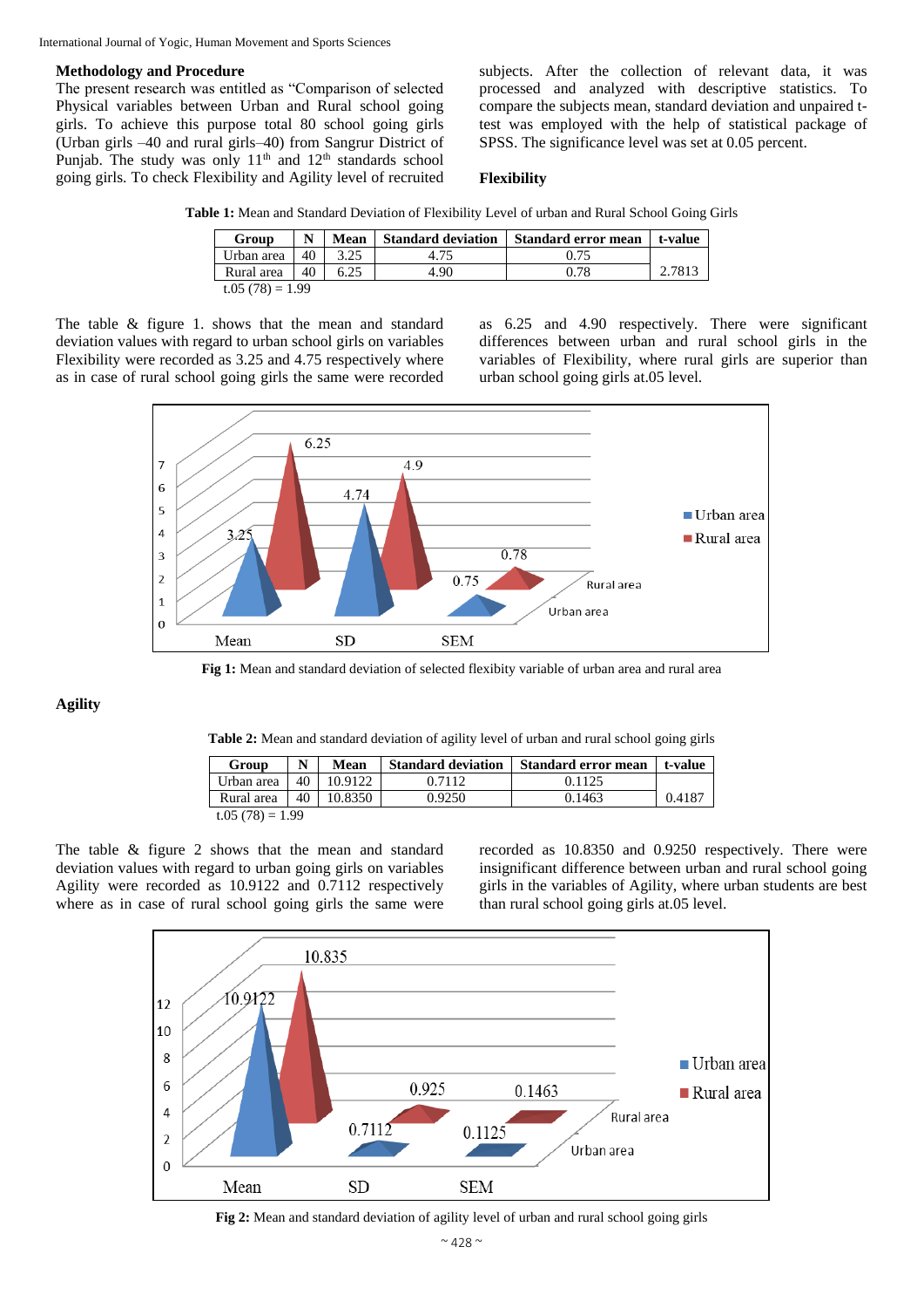### Methodology and Procedure

The present research was entitled as "Comparison of selected Physical variables between Urban and Rural school going girls. To achieve this purpose total 80 school going girls (Urban girls –40 and rural girls–40) from Sangrur District of Punjab. The study was only 11th and 12th standards school going girls. To check Flexibility and Agility level of recruited subjects. After the collection of relevant data, it was processed and analyzed with descriptive statistics. To compare the subjects mean, standard deviation and unpaired t-test was employed with the help of statistical package of SPSS. The significance level was set at 0.05 percent.

### Flexibility

**Table 1:** Mean and Standard Deviation of Flexibility Level of urban and Rural School Going Girls

| Group | N | Mean | Standard deviation | Standard error mean | t-value |
|---|---|---|---|---|---|
| Urban area | 40 | 3.25 | 4.75 | 0.75 | 2.7813 |
| Rural area | 40 | 6.25 | 4.90 | 0.78 | |

t.05 (78) = 1.99

The table & figure 1. shows that the mean and standard deviation values with regard to urban school girls on variables Flexibility were recorded as 3.25 and 4.75 respectively where as in case of rural school going girls the same were recorded as 6.25 and 4.90 respectively. There were significant differences between urban and rural school girls in the variables of Flexibility, where rural girls are superior than urban school going girls at.05 level.

**Fig 1:** Mean and standard deviation of selected flexibity variable of urban area and rural area

### Agility

**Table 2:** Mean and standard deviation of agility level of urban and rural school going girls

| Group | N | Mean | Standard deviation | Standard error mean | t-value |
|---|---|---|---|---|---|
| Urban area | 40 | 10.9122 | 0.7112 | 0.1125 | 0.4187 |
| Rural area | 40 | 10.8350 | 0.9250 | 0.1463 | |

t.05 (78) = 1.99

The table & figure 2 shows that the mean and standard deviation values with regard to urban going girls on variables Agility were recorded as 10.9122 and 0.7112 respectively where as in case of rural school going girls the same were recorded as 10.8350 and 0.9250 respectively. There were insignificant difference between urban and rural school going girls in the variables of Agility, where urban students are best than rural school going girls at.05 level.

**Fig 2:** Mean and standard deviation of agility level of urban and rural school going girls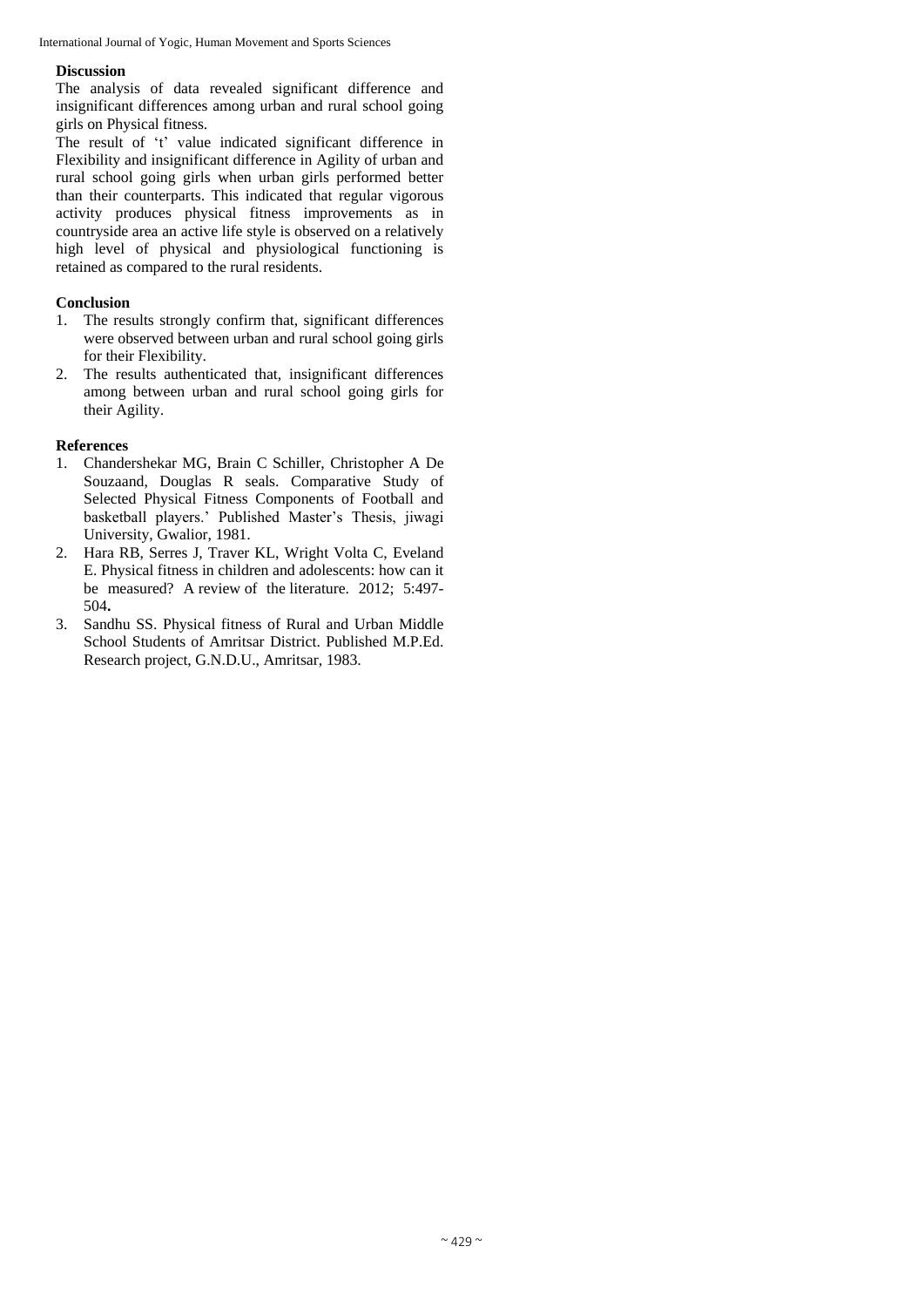## Discussion

The analysis of data revealed significant difference and insignificant differences among urban and rural school going girls on Physical fitness.

The result of 't' value indicated significant difference in Flexibility and insignificant difference in Agility of urban and rural school going girls when urban girls performed better than their counterparts. This indicated that regular vigorous activity produces physical fitness improvements as in countryside area an active life style is observed on a relatively high level of physical and physiological functioning is retained as compared to the rural residents.

## Conclusion

1. The results strongly confirm that, significant differences were observed between urban and rural school going girls for their Flexibility.
2. The results authenticated that, insignificant differences among between urban and rural school going girls for their Agility.

## References

1. Chandershekar MG, Brain C Schiller, Christopher A De Souzaand, Douglas R seals. Comparative Study of Selected Physical Fitness Components of Football and basketball players.' Published Master's Thesis, jiwagi University, Gwalior, 1981.
2. Hara RB, Serres J, Traver KL, Wright Volta C, Eveland E. Physical fitness in children and adolescents: how can it be measured? A review of the literature. 2012; 5:497-504**.**
3. Sandhu SS. Physical fitness of Rural and Urban Middle School Students of Amritsar District. Published M.P.Ed. Research project, G.N.D.U., Amritsar, 1983.